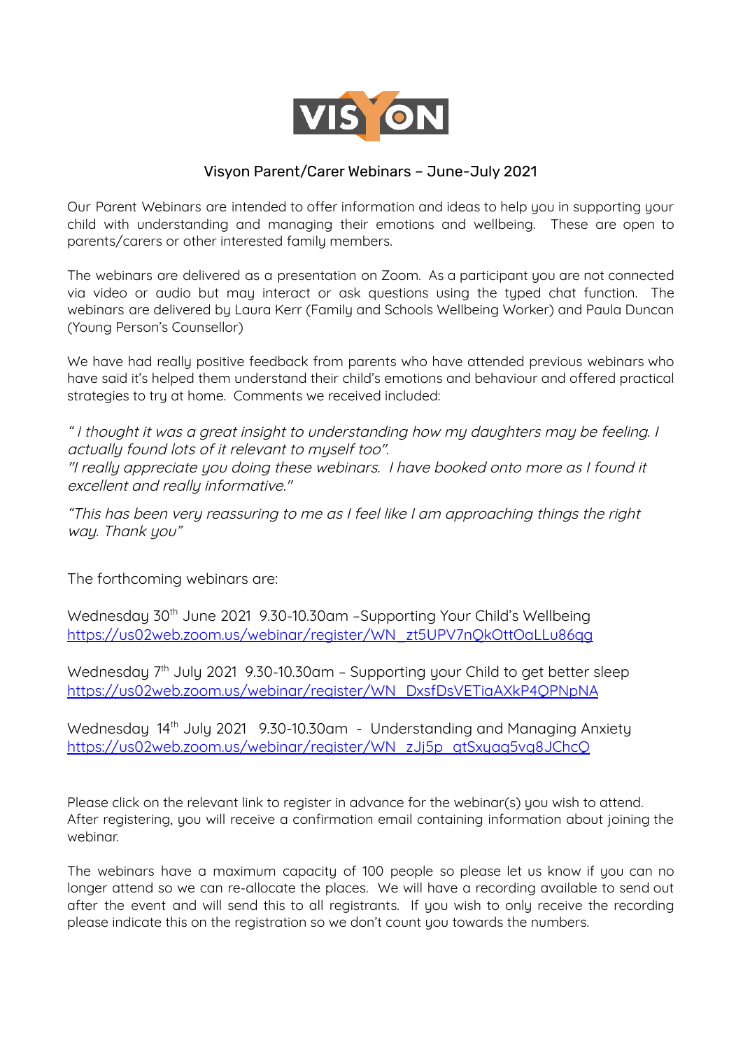VISYON

## Visyon Parent/Carer Webinars – June-July 2021

Our Parent Webinars are intended to offer information and ideas to help you in supporting your child with understanding and managing their emotions and wellbeing. These are open to parents/carers or other interested family members.

The webinars are delivered as a presentation on Zoom. As a participant you are not connected via video or audio but may interact or ask questions using the typed chat function. The webinars are delivered by Laura Kerr (Family and Schools Wellbeing Worker) and Paula Duncan (Young Person's Counsellor)

We have had really positive feedback from parents who have attended previous webinars who have said it's helped them understand their child's emotions and behaviour and offered practical strategies to try at home. Comments we received included:

*" I thought it was a great insight to understanding how my daughters may be feeling. I actually found lots of it relevant to myself too".*
*"I really appreciate you doing these webinars. I have booked onto more as I found it excellent and really informative."*

*"This has been very reassuring to me as I feel like I am approaching things the right way. Thank you"*

The forthcoming webinars are:

Wednesday 30th June 2021 9.30-10.30am –Supporting Your Child's Wellbeing
https://us02web.zoom.us/webinar/register/WN_zt5UPV7nQkOttOaLLu86qg

Wednesday 7th July 2021 9.30-10.30am – Supporting your Child to get better sleep
https://us02web.zoom.us/webinar/register/WN_DxsfDsVETiaAXkP4QPNpNA

Wednesday 14th July 2021 9.30-10.30am - Understanding and Managing Anxiety
https://us02web.zoom.us/webinar/register/WN_zJj5p_qtSxyag5vg8JChcQ

Please click on the relevant link to register in advance for the webinar(s) you wish to attend. After registering, you will receive a confirmation email containing information about joining the webinar.

The webinars have a maximum capacity of 100 people so please let us know if you can no longer attend so we can re-allocate the places. We will have a recording available to send out after the event and will send this to all registrants. If you wish to only receive the recording please indicate this on the registration so we don't count you towards the numbers.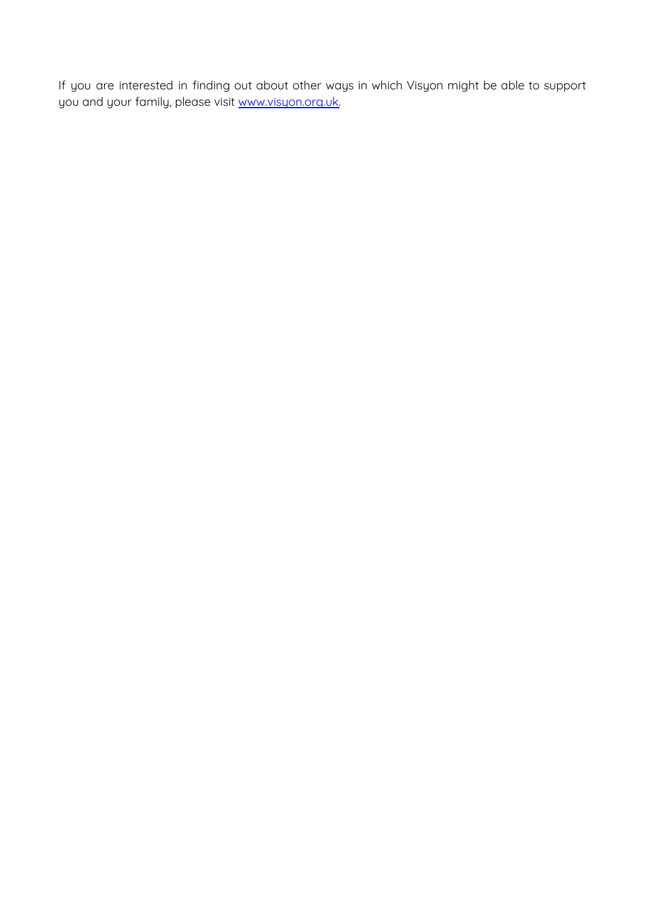If you are interested in finding out about other ways in which Visyon might be able to support you and your family, please visit [www.visyon.org.uk](http://www.visyon.org.uk).